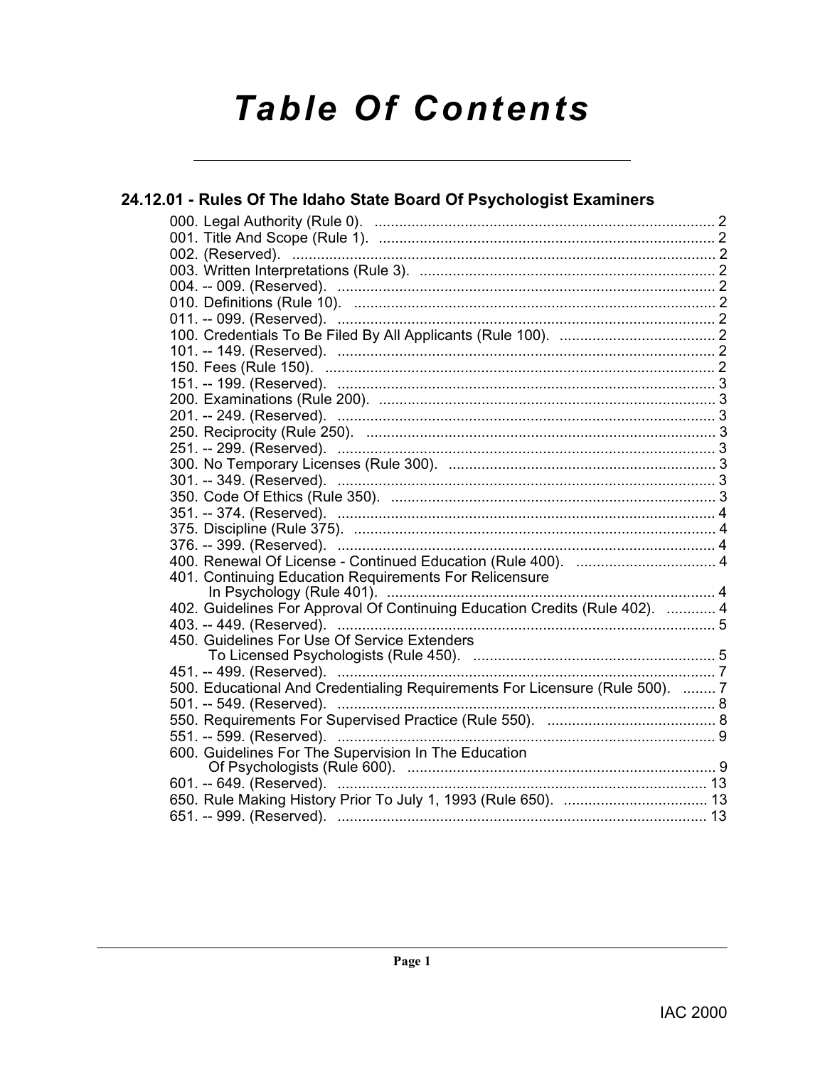# Table Of Contents

## 24.12.01 - Rules Of The Idaho State Board Of Psychologist Examiners

000. Legal Authority (Rule 0). .................................................................................. 2
001. Title And Scope (Rule 1). .................................................................................. 2
002. (Reserved). .................................................................................................... 2
003. Written Interpretations (Rule 3). ........................................................................ 2
004. -- 009. (Reserved). ........................................................................................... 2
010. Definitions (Rule 10). ........................................................................................ 2
011. -- 099. (Reserved). ........................................................................................... 2
100. Credentials To Be Filed By All Applicants (Rule 100). ...................................... 2
101. -- 149. (Reserved). ........................................................................................... 2
150. Fees (Rule 150). ............................................................................................... 2
151. -- 199. (Reserved). ........................................................................................... 3
200. Examinations (Rule 200). .................................................................................. 3
201. -- 249. (Reserved). ........................................................................................... 3
250. Reciprocity (Rule 250). ..................................................................................... 3
251. -- 299. (Reserved). ........................................................................................... 3
300. No Temporary Licenses (Rule 300). ................................................................. 3
301. -- 349. (Reserved). ........................................................................................... 3
350. Code Of Ethics (Rule 350). ............................................................................... 3
351. -- 374. (Reserved). ........................................................................................... 4
375. Discipline (Rule 375). ........................................................................................ 4
376. -- 399. (Reserved). ........................................................................................... 4
400. Renewal Of License - Continued Education (Rule 400). .................................. 4
401. Continuing Education Requirements For Relicensure In Psychology (Rule 401). ................................................................................ 4
402. Guidelines For Approval Of Continuing Education Credits (Rule 402). ............ 4
403. -- 449. (Reserved). ........................................................................................... 5
450. Guidelines For Use Of Service Extenders To Licensed Psychologists (Rule 450). ........................................................... 5
451. -- 499. (Reserved). ........................................................................................... 7
500. Educational And Credentialing Requirements For Licensure (Rule 500). ........ 7
501. -- 549. (Reserved). ........................................................................................... 8
550. Requirements For Supervised Practice (Rule 550). ......................................... 8
551. -- 599. (Reserved). ........................................................................................... 9
600. Guidelines For The Supervision In The Education Of Psychologists (Rule 600). ........................................................................... 9
601. -- 649. (Reserved). ......................................................................................... 13
650. Rule Making History Prior To July 1, 1993 (Rule 650). ................................... 13
651. -- 999. (Reserved). ......................................................................................... 13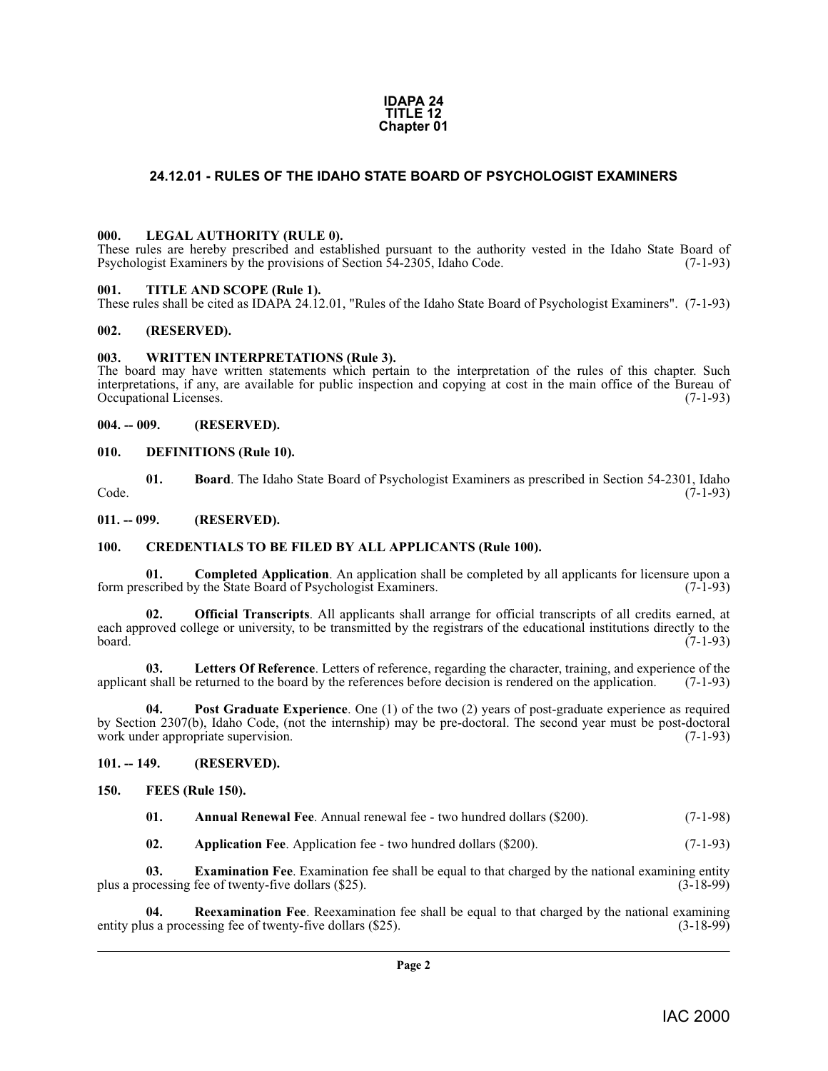**IDAPA 24**
**TITLE 12**
**Chapter 01**

## 24.12.01 - RULES OF THE IDAHO STATE BOARD OF PSYCHOLOGIST EXAMINERS

### 000. LEGAL AUTHORITY (RULE 0).

These rules are hereby prescribed and established pursuant to the authority vested in the Idaho State Board of Psychologist Examiners by the provisions of Section 54-2305, Idaho Code. (7-1-93)

### 001. TITLE AND SCOPE (Rule 1).

These rules shall be cited as IDAPA 24.12.01, "Rules of the Idaho State Board of Psychologist Examiners". (7-1-93)

### 002. (RESERVED).

### 003. WRITTEN INTERPRETATIONS (Rule 3).

The board may have written statements which pertain to the interpretation of the rules of this chapter. Such interpretations, if any, are available for public inspection and copying at cost in the main office of the Bureau of Occupational Licenses. (7-1-93)

### 004. -- 009. (RESERVED).

### 010. DEFINITIONS (Rule 10).

**01. Board**. The Idaho State Board of Psychologist Examiners as prescribed in Section 54-2301, Idaho Code. (7-1-93)

### 011. -- 099. (RESERVED).

### 100. CREDENTIALS TO BE FILED BY ALL APPLICANTS (Rule 100).

**01. Completed Application**. An application shall be completed by all applicants for licensure upon a form prescribed by the State Board of Psychologist Examiners. (7-1-93)

**02. Official Transcripts**. All applicants shall arrange for official transcripts of all credits earned, at each approved college or university, to be transmitted by the registrars of the educational institutions directly to the board. (7-1-93)

**03. Letters Of Reference**. Letters of reference, regarding the character, training, and experience of the applicant shall be returned to the board by the references before decision is rendered on the application. (7-1-93)

**04. Post Graduate Experience**. One (1) of the two (2) years of post-graduate experience as required by Section 2307(b), Idaho Code, (not the internship) may be pre-doctoral. The second year must be post-doctoral work under appropriate supervision. (7-1-93)

### 101. -- 149. (RESERVED).

### 150. FEES (Rule 150).

**01. Annual Renewal Fee**. Annual renewal fee - two hundred dollars ($200). (7-1-98)

**02. Application Fee**. Application fee - two hundred dollars ($200). (7-1-93)

**03. Examination Fee**. Examination fee shall be equal to that charged by the national examining entity plus a processing fee of twenty-five dollars ($25). (3-18-99)

**04. Reexamination Fee**. Reexamination fee shall be equal to that charged by the national examining entity plus a processing fee of twenty-five dollars ($25). (3-18-99)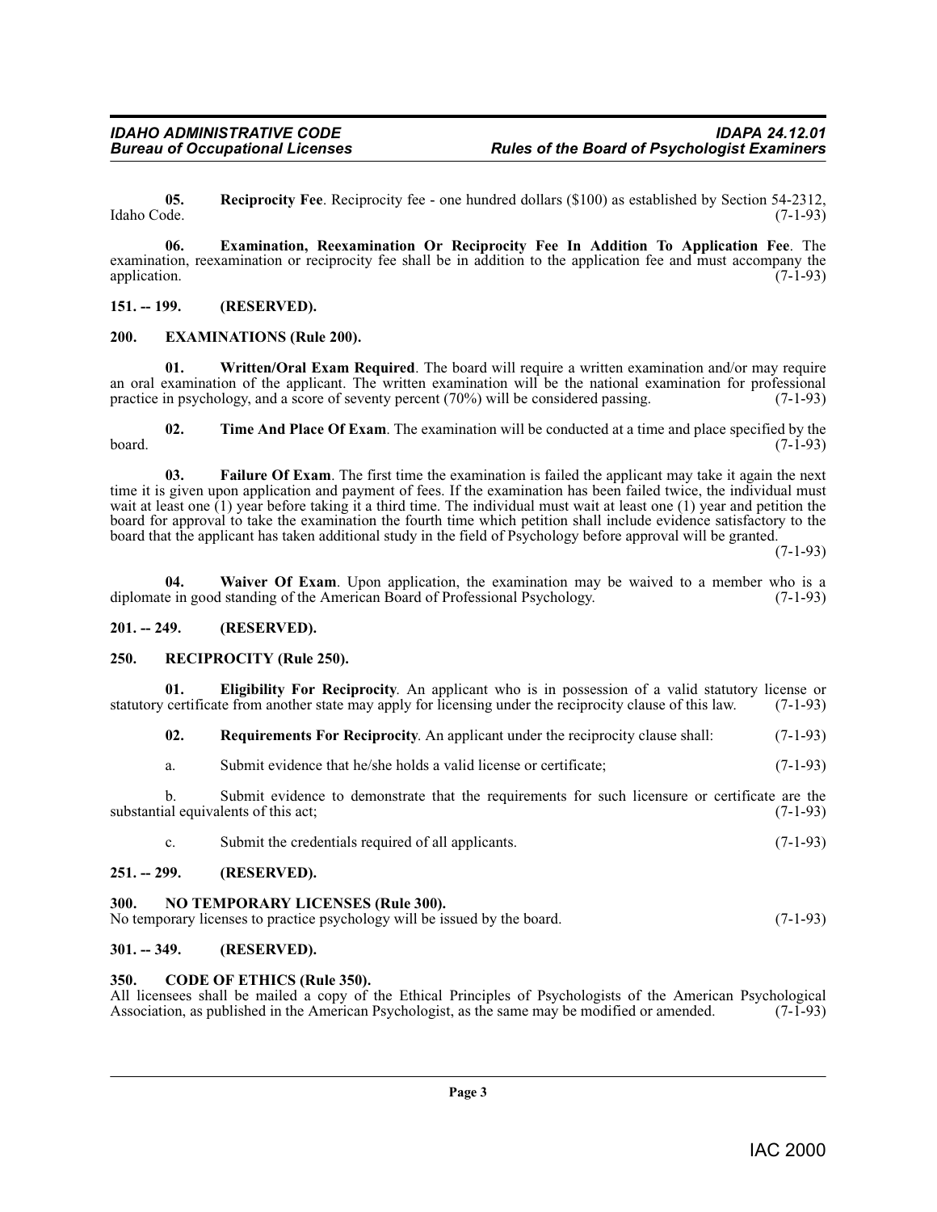**05. Reciprocity Fee**. Reciprocity fee - one hundred dollars ($100) as established by Section 54-2312, Idaho Code. (7-1-93)

**06. Examination, Reexamination Or Reciprocity Fee In Addition To Application Fee**. The examination, reexamination or reciprocity fee shall be in addition to the application fee and must accompany the application. (7-1-93)

## 151. -- 199. (RESERVED).

## 200. EXAMINATIONS (Rule 200).

**01. Written/Oral Exam Required**. The board will require a written examination and/or may require an oral examination of the applicant. The written examination will be the national examination for professional practice in psychology, and a score of seventy percent (70%) will be considered passing. (7-1-93)

**02. Time And Place Of Exam**. The examination will be conducted at a time and place specified by the board. (7-1-93)

**03. Failure Of Exam**. The first time the examination is failed the applicant may take it again the next time it is given upon application and payment of fees. If the examination has been failed twice, the individual must wait at least one (1) year before taking it a third time. The individual must wait at least one (1) year and petition the board for approval to take the examination the fourth time which petition shall include evidence satisfactory to the board that the applicant has taken additional study in the field of Psychology before approval will be granted. (7-1-93)

**04. Waiver Of Exam**. Upon application, the examination may be waived to a member who is a diplomate in good standing of the American Board of Professional Psychology. (7-1-93)

## 201. -- 249. (RESERVED).

## 250. RECIPROCITY (Rule 250).

**01. Eligibility For Reciprocity**. An applicant who is in possession of a valid statutory license or statutory certificate from another state may apply for licensing under the reciprocity clause of this law. (7-1-93)

**02. Requirements For Reciprocity**. An applicant under the reciprocity clause shall: (7-1-93)

a. Submit evidence that he/she holds a valid license or certificate; (7-1-93)

b. Submit evidence to demonstrate that the requirements for such licensure or certificate are the substantial equivalents of this act; (7-1-93)

c. Submit the credentials required of all applicants. (7-1-93)

## 251. -- 299. (RESERVED).

## 300. NO TEMPORARY LICENSES (Rule 300).

No temporary licenses to practice psychology will be issued by the board. (7-1-93)

## 301. -- 349. (RESERVED).

## 350. CODE OF ETHICS (Rule 350).

All licensees shall be mailed a copy of the Ethical Principles of Psychologists of the American Psychological Association, as published in the American Psychologist, as the same may be modified or amended. (7-1-93)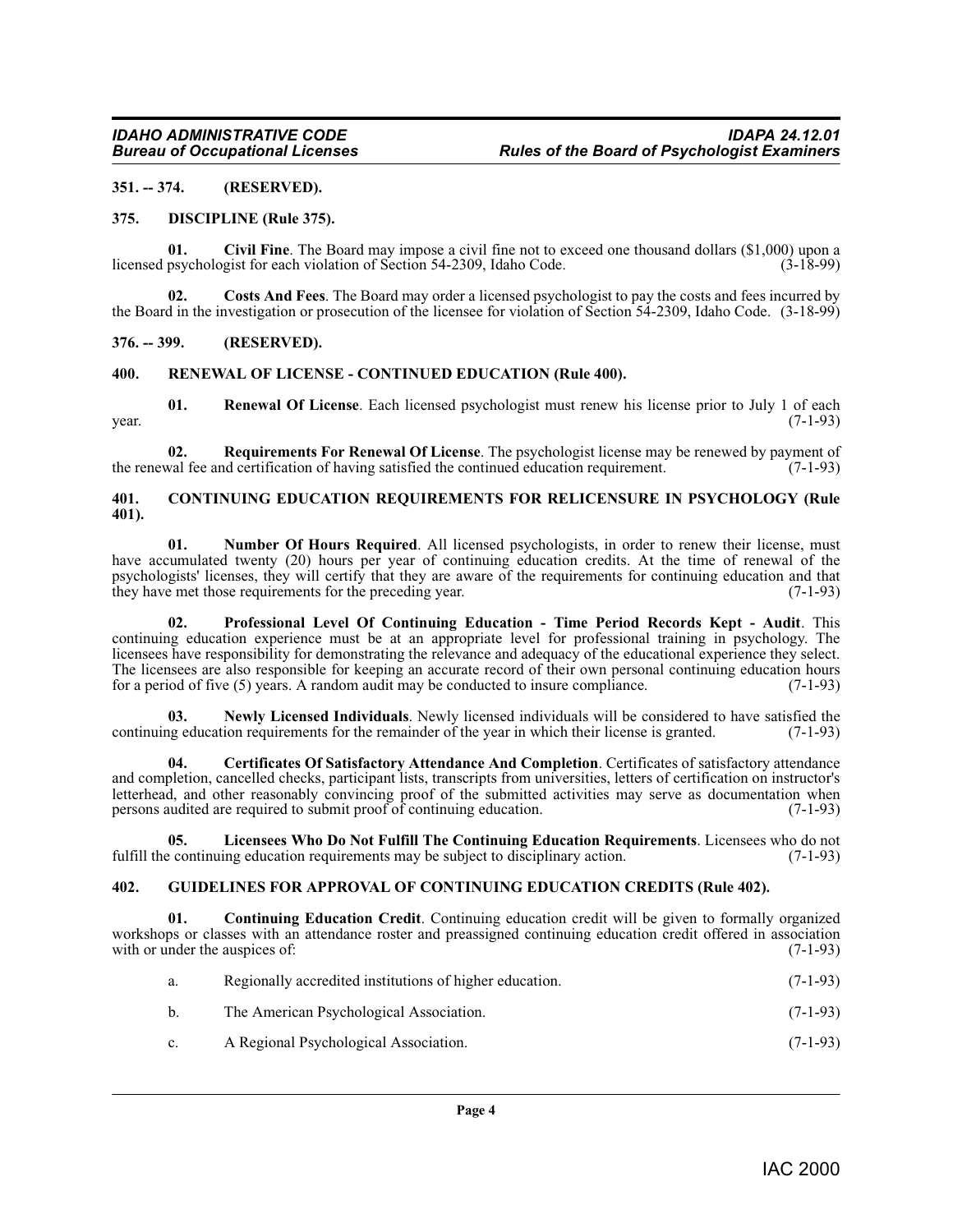**351. -- 374. (RESERVED).**

**375. DISCIPLINE (Rule 375).**

**01. Civil Fine**. The Board may impose a civil fine not to exceed one thousand dollars ($1,000) upon a licensed psychologist for each violation of Section 54-2309, Idaho Code. (3-18-99)

**02. Costs And Fees**. The Board may order a licensed psychologist to pay the costs and fees incurred by the Board in the investigation or prosecution of the licensee for violation of Section 54-2309, Idaho Code. (3-18-99)

**376. -- 399. (RESERVED).**

**400. RENEWAL OF LICENSE - CONTINUED EDUCATION (Rule 400).**

**01. Renewal Of License**. Each licensed psychologist must renew his license prior to July 1 of each year. (7-1-93)

**02. Requirements For Renewal Of License**. The psychologist license may be renewed by payment of the renewal fee and certification of having satisfied the continued education requirement. (7-1-93)

**401. CONTINUING EDUCATION REQUIREMENTS FOR RELICENSURE IN PSYCHOLOGY (Rule 401).**

**01. Number Of Hours Required**. All licensed psychologists, in order to renew their license, must have accumulated twenty (20) hours per year of continuing education credits. At the time of renewal of the psychologists' licenses, they will certify that they are aware of the requirements for continuing education and that they have met those requirements for the preceding year. (7-1-93)

**02. Professional Level Of Continuing Education - Time Period Records Kept - Audit**. This continuing education experience must be at an appropriate level for professional training in psychology. The licensees have responsibility for demonstrating the relevance and adequacy of the educational experience they select. The licensees are also responsible for keeping an accurate record of their own personal continuing education hours for a period of five (5) years. A random audit may be conducted to insure compliance. (7-1-93)

**03. Newly Licensed Individuals**. Newly licensed individuals will be considered to have satisfied the continuing education requirements for the remainder of the year in which their license is granted. (7-1-93)

**04. Certificates Of Satisfactory Attendance And Completion**. Certificates of satisfactory attendance and completion, cancelled checks, participant lists, transcripts from universities, letters of certification on instructor's letterhead, and other reasonably convincing proof of the submitted activities may serve as documentation when persons audited are required to submit proof of continuing education. (7-1-93)

**05. Licensees Who Do Not Fulfill The Continuing Education Requirements**. Licensees who do not fulfill the continuing education requirements may be subject to disciplinary action. (7-1-93)

**402. GUIDELINES FOR APPROVAL OF CONTINUING EDUCATION CREDITS (Rule 402).**

**01. Continuing Education Credit**. Continuing education credit will be given to formally organized workshops or classes with an attendance roster and preassigned continuing education credit offered in association with or under the auspices of: (7-1-93)

a. Regionally accredited institutions of higher education. (7-1-93)

b. The American Psychological Association. (7-1-93)

c. A Regional Psychological Association. (7-1-93)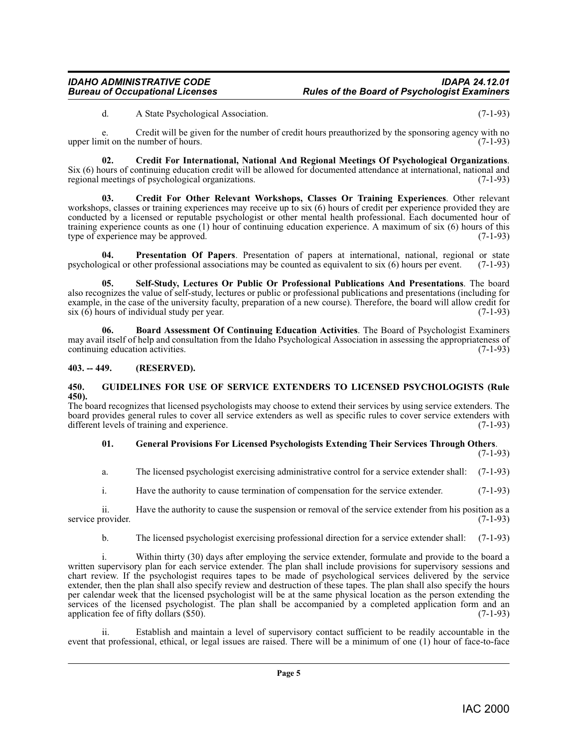d. A State Psychological Association. (7-1-93)

e. Credit will be given for the number of credit hours preauthorized by the sponsoring agency with no upper limit on the number of hours. (7-1-93)

**02. Credit For International, National And Regional Meetings Of Psychological Organizations**. Six (6) hours of continuing education credit will be allowed for documented attendance at international, national and regional meetings of psychological organizations. (7-1-93)

**03. Credit For Other Relevant Workshops, Classes Or Training Experiences**. Other relevant workshops, classes or training experiences may receive up to six (6) hours of credit per experience provided they are conducted by a licensed or reputable psychologist or other mental health professional. Each documented hour of training experience counts as one (1) hour of continuing education experience. A maximum of six (6) hours of this type of experience may be approved. (7-1-93)

**04. Presentation Of Papers**. Presentation of papers at international, national, regional or state psychological or other professional associations may be counted as equivalent to six (6) hours per event. (7-1-93)

**05. Self-Study, Lectures Or Public Or Professional Publications And Presentations**. The board also recognizes the value of self-study, lectures or public or professional publications and presentations (including for example, in the case of the university faculty, preparation of a new course). Therefore, the board will allow credit for six (6) hours of individual study per year. (7-1-93)

**06. Board Assessment Of Continuing Education Activities**. The Board of Psychologist Examiners may avail itself of help and consultation from the Idaho Psychological Association in assessing the appropriateness of continuing education activities. (7-1-93)

## 403. -- 449. (RESERVED).

## 450. GUIDELINES FOR USE OF SERVICE EXTENDERS TO LICENSED PSYCHOLOGISTS (Rule 450).

The board recognizes that licensed psychologists may choose to extend their services by using service extenders. The board provides general rules to cover all service extenders as well as specific rules to cover service extenders with different levels of training and experience. (7-1-93)

**01. General Provisions For Licensed Psychologists Extending Their Services Through Others**. (7-1-93)

a. The licensed psychologist exercising administrative control for a service extender shall: (7-1-93)

i. Have the authority to cause termination of compensation for the service extender. (7-1-93)

ii. Have the authority to cause the suspension or removal of the service extender from his position as a service provider. (7-1-93)

b. The licensed psychologist exercising professional direction for a service extender shall: (7-1-93)

i. Within thirty (30) days after employing the service extender, formulate and provide to the board a written supervisory plan for each service extender. The plan shall include provisions for supervisory sessions and chart review. If the psychologist requires tapes to be made of psychological services delivered by the service extender, then the plan shall also specify review and destruction of these tapes. The plan shall also specify the hours per calendar week that the licensed psychologist will be at the same physical location as the person extending the services of the licensed psychologist. The plan shall be accompanied by a completed application form and an application fee of fifty dollars ($50). (7-1-93)

ii. Establish and maintain a level of supervisory contact sufficient to be readily accountable in the event that professional, ethical, or legal issues are raised. There will be a minimum of one (1) hour of face-to-face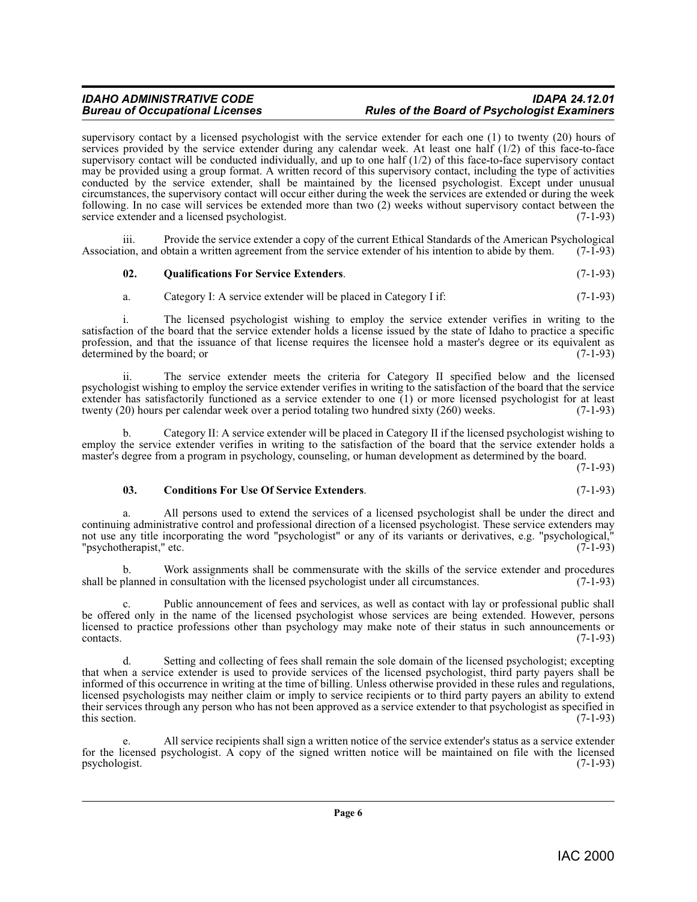supervisory contact by a licensed psychologist with the service extender for each one (1) to twenty (20) hours of services provided by the service extender during any calendar week. At least one half (1/2) of this face-to-face supervisory contact will be conducted individually, and up to one half (1/2) of this face-to-face supervisory contact may be provided using a group format. A written record of this supervisory contact, including the type of activities conducted by the service extender, shall be maintained by the licensed psychologist. Except under unusual circumstances, the supervisory contact will occur either during the week the services are extended or during the week following. In no case will services be extended more than two (2) weeks without supervisory contact between the service extender and a licensed psychologist. (7-1-93)

iii. Provide the service extender a copy of the current Ethical Standards of the American Psychological Association, and obtain a written agreement from the service extender of his intention to abide by them. (7-1-93)

**02. Qualifications For Service Extenders**. (7-1-93)

a. Category I: A service extender will be placed in Category I if: (7-1-93)

i. The licensed psychologist wishing to employ the service extender verifies in writing to the satisfaction of the board that the service extender holds a license issued by the state of Idaho to practice a specific profession, and that the issuance of that license requires the licensee hold a master's degree or its equivalent as determined by the board; or (7-1-93)

ii. The service extender meets the criteria for Category II specified below and the licensed psychologist wishing to employ the service extender verifies in writing to the satisfaction of the board that the service extender has satisfactorily functioned as a service extender to one (1) or more licensed psychologist for at least twenty (20) hours per calendar week over a period totaling two hundred sixty (260) weeks. (7-1-93)

b. Category II: A service extender will be placed in Category II if the licensed psychologist wishing to employ the service extender verifies in writing to the satisfaction of the board that the service extender holds a master's degree from a program in psychology, counseling, or human development as determined by the board. (7-1-93)

**03. Conditions For Use Of Service Extenders**. (7-1-93)

a. All persons used to extend the services of a licensed psychologist shall be under the direct and continuing administrative control and professional direction of a licensed psychologist. These service extenders may not use any title incorporating the word "psychologist" or any of its variants or derivatives, e.g. "psychological," "psychotherapist," etc. (7-1-93)

b. Work assignments shall be commensurate with the skills of the service extender and procedures shall be planned in consultation with the licensed psychologist under all circumstances. (7-1-93)

c. Public announcement of fees and services, as well as contact with lay or professional public shall be offered only in the name of the licensed psychologist whose services are being extended. However, persons licensed to practice professions other than psychology may make note of their status in such announcements or contacts. (7-1-93)

d. Setting and collecting of fees shall remain the sole domain of the licensed psychologist; excepting that when a service extender is used to provide services of the licensed psychologist, third party payers shall be informed of this occurrence in writing at the time of billing. Unless otherwise provided in these rules and regulations, licensed psychologists may neither claim or imply to service recipients or to third party payers an ability to extend their services through any person who has not been approved as a service extender to that psychologist as specified in this section. (7-1-93)

e. All service recipients shall sign a written notice of the service extender's status as a service extender for the licensed psychologist. A copy of the signed written notice will be maintained on file with the licensed psychologist. (7-1-93)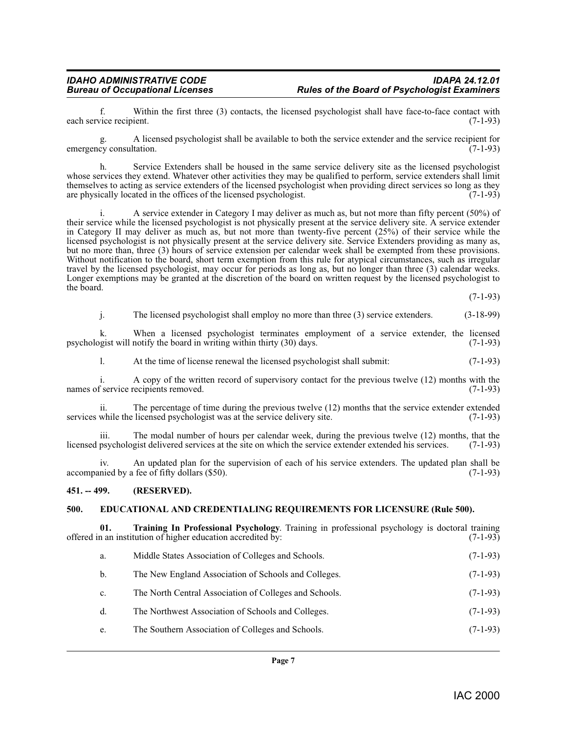f. Within the first three (3) contacts, the licensed psychologist shall have face-to-face contact with each service recipient. (7-1-93)

g. A licensed psychologist shall be available to both the service extender and the service recipient for emergency consultation. (7-1-93)

h. Service Extenders shall be housed in the same service delivery site as the licensed psychologist whose services they extend. Whatever other activities they may be qualified to perform, service extenders shall limit themselves to acting as service extenders of the licensed psychologist when providing direct services so long as they are physically located in the offices of the licensed psychologist. (7-1-93)

i. A service extender in Category I may deliver as much as, but not more than fifty percent (50%) of their service while the licensed psychologist is not physically present at the service delivery site. A service extender in Category II may deliver as much as, but not more than twenty-five percent (25%) of their service while the licensed psychologist is not physically present at the service delivery site. Service Extenders providing as many as, but no more than, three (3) hours of service extension per calendar week shall be exempted from these provisions. Without notification to the board, short term exemption from this rule for atypical circumstances, such as irregular travel by the licensed psychologist, may occur for periods as long as, but no longer than three (3) calendar weeks. Longer exemptions may be granted at the discretion of the board on written request by the licensed psychologist to the board. (7-1-93)

j. The licensed psychologist shall employ no more than three (3) service extenders. (3-18-99)

k. When a licensed psychologist terminates employment of a service extender, the licensed psychologist will notify the board in writing within thirty (30) days. (7-1-93)

l. At the time of license renewal the licensed psychologist shall submit: (7-1-93)

i. A copy of the written record of supervisory contact for the previous twelve (12) months with the names of service recipients removed. (7-1-93)

ii. The percentage of time during the previous twelve (12) months that the service extender extended services while the licensed psychologist was at the service delivery site. (7-1-93)

iii. The modal number of hours per calendar week, during the previous twelve (12) months, that the licensed psychologist delivered services at the site on which the service extender extended his services. (7-1-93)

iv. An updated plan for the supervision of each of his service extenders. The updated plan shall be accompanied by a fee of fifty dollars ($50). (7-1-93)

## 451. -- 499. (RESERVED).

## 500. EDUCATIONAL AND CREDENTIALING REQUIREMENTS FOR LICENSURE (Rule 500).

**01. Training In Professional Psychology**. Training in professional psychology is doctoral training offered in an institution of higher education accredited by: (7-1-93)

a. Middle States Association of Colleges and Schools. (7-1-93)

b. The New England Association of Schools and Colleges. (7-1-93)

c. The North Central Association of Colleges and Schools. (7-1-93)

d. The Northwest Association of Schools and Colleges. (7-1-93)

e. The Southern Association of Colleges and Schools. (7-1-93)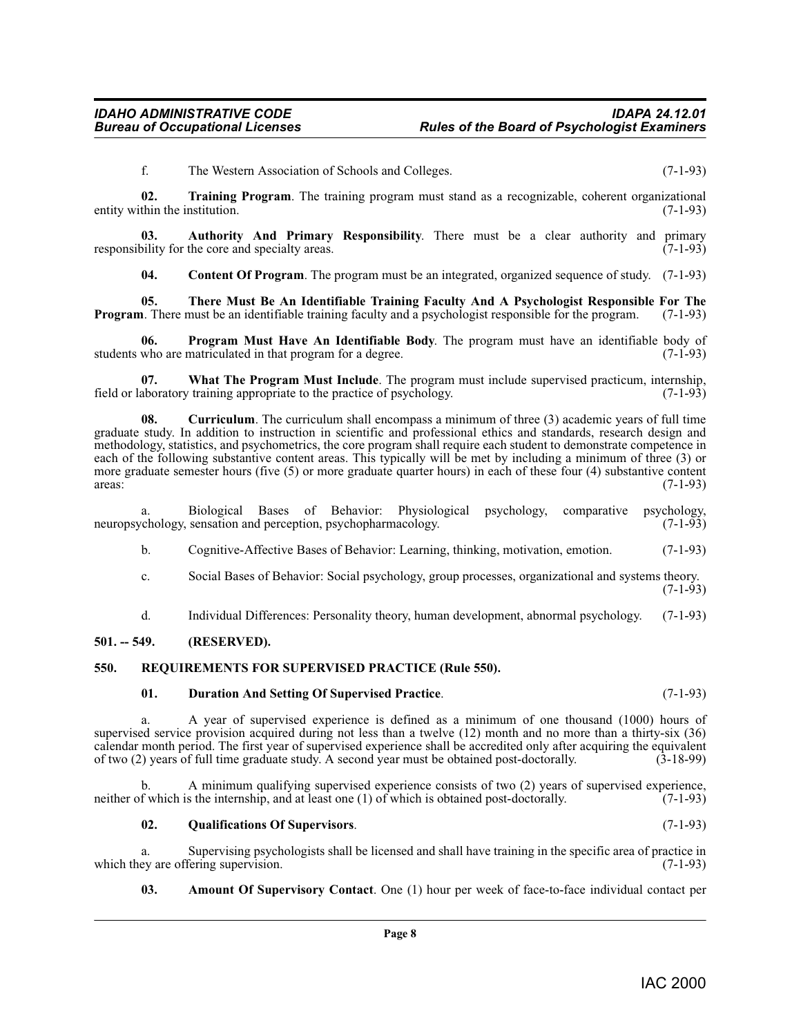f. The Western Association of Schools and Colleges. (7-1-93)

**02. Training Program**. The training program must stand as a recognizable, coherent organizational entity within the institution. (7-1-93)

**03. Authority And Primary Responsibility**. There must be a clear authority and primary responsibility for the core and specialty areas. (7-1-93)

**04. Content Of Program**. The program must be an integrated, organized sequence of study. (7-1-93)

**05. There Must Be An Identifiable Training Faculty And A Psychologist Responsible For The Program**. There must be an identifiable training faculty and a psychologist responsible for the program. (7-1-93)

**06. Program Must Have An Identifiable Body**. The program must have an identifiable body of students who are matriculated in that program for a degree. (7-1-93)

**07. What The Program Must Include**. The program must include supervised practicum, internship, field or laboratory training appropriate to the practice of psychology. (7-1-93)

**08. Curriculum**. The curriculum shall encompass a minimum of three (3) academic years of full time graduate study. In addition to instruction in scientific and professional ethics and standards, research design and methodology, statistics, and psychometrics, the core program shall require each student to demonstrate competence in each of the following substantive content areas. This typically will be met by including a minimum of three (3) or more graduate semester hours (five (5) or more graduate quarter hours) in each of these four (4) substantive content areas: (7-1-93)

a. Biological Bases of Behavior: Physiological psychology, comparative psychology, neuropsychology, sensation and perception, psychopharmacology. (7-1-93)

b. Cognitive-Affective Bases of Behavior: Learning, thinking, motivation, emotion. (7-1-93)

c. Social Bases of Behavior: Social psychology, group processes, organizational and systems theory. (7-1-93)

d. Individual Differences: Personality theory, human development, abnormal psychology. (7-1-93)

**501. -- 549. (RESERVED).**

**550. REQUIREMENTS FOR SUPERVISED PRACTICE (Rule 550).**

**01. Duration And Setting Of Supervised Practice**. (7-1-93)

a. A year of supervised experience is defined as a minimum of one thousand (1000) hours of supervised service provision acquired during not less than a twelve (12) month and no more than a thirty-six (36) calendar month period. The first year of supervised experience shall be accredited only after acquiring the equivalent of two (2) years of full time graduate study. A second year must be obtained post-doctorally. (3-18-99)

b. A minimum qualifying supervised experience consists of two (2) years of supervised experience, neither of which is the internship, and at least one (1) of which is obtained post-doctorally. (7-1-93)

**02. Qualifications Of Supervisors**. (7-1-93)

a. Supervising psychologists shall be licensed and shall have training in the specific area of practice in which they are offering supervision. (7-1-93)

**03. Amount Of Supervisory Contact**. One (1) hour per week of face-to-face individual contact per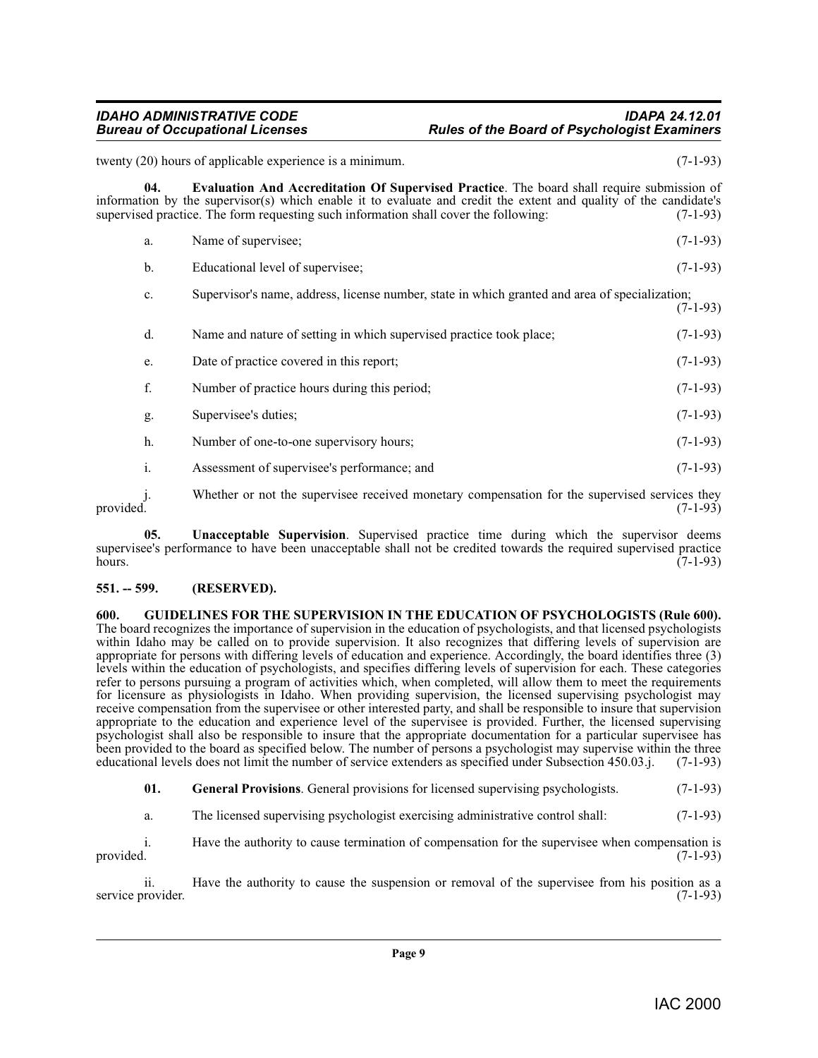twenty (20) hours of applicable experience is a minimum. (7-1-93)

**04. Evaluation And Accreditation Of Supervised Practice**. The board shall require submission of information by the supervisor(s) which enable it to evaluate and credit the extent and quality of the candidate's supervised practice. The form requesting such information shall cover the following: (7-1-93)

a. Name of supervisee; (7-1-93)

b. Educational level of supervisee; (7-1-93)

c. Supervisor's name, address, license number, state in which granted and area of specialization; (7-1-93)

d. Name and nature of setting in which supervised practice took place; (7-1-93)

e. Date of practice covered in this report; (7-1-93)

f. Number of practice hours during this period; (7-1-93)

g. Supervisee's duties; (7-1-93)

h. Number of one-to-one supervisory hours; (7-1-93)

i. Assessment of supervisee's performance; and (7-1-93)

j. Whether or not the supervisee received monetary compensation for the supervised services they provided. (7-1-93)

**05. Unacceptable Supervision**. Supervised practice time during which the supervisor deems supervisee's performance to have been unacceptable shall not be credited towards the required supervised practice hours. (7-1-93)

## 551. -- 599. (RESERVED).

## 600. GUIDELINES FOR THE SUPERVISION IN THE EDUCATION OF PSYCHOLOGISTS (Rule 600).

The board recognizes the importance of supervision in the education of psychologists, and that licensed psychologists within Idaho may be called on to provide supervision. It also recognizes that differing levels of supervision are appropriate for persons with differing levels of education and experience. Accordingly, the board identifies three (3) levels within the education of psychologists, and specifies differing levels of supervision for each. These categories refer to persons pursuing a program of activities which, when completed, will allow them to meet the requirements for licensure as physiologists in Idaho. When providing supervision, the licensed supervising psychologist may receive compensation from the supervisee or other interested party, and shall be responsible to insure that supervision appropriate to the education and experience level of the supervisee is provided. Further, the licensed supervising psychologist shall also be responsible to insure that the appropriate documentation for a particular supervisee has been provided to the board as specified below. The number of persons a psychologist may supervise within the three educational levels does not limit the number of service extenders as specified under Subsection 450.03.j. (7-1-93)

**01. General Provisions**. General provisions for licensed supervising psychologists. (7-1-93)

a. The licensed supervising psychologist exercising administrative control shall: (7-1-93)

i. Have the authority to cause termination of compensation for the supervisee when compensation is provided. (7-1-93)

ii. Have the authority to cause the suspension or removal of the supervisee from his position as a service provider. (7-1-93)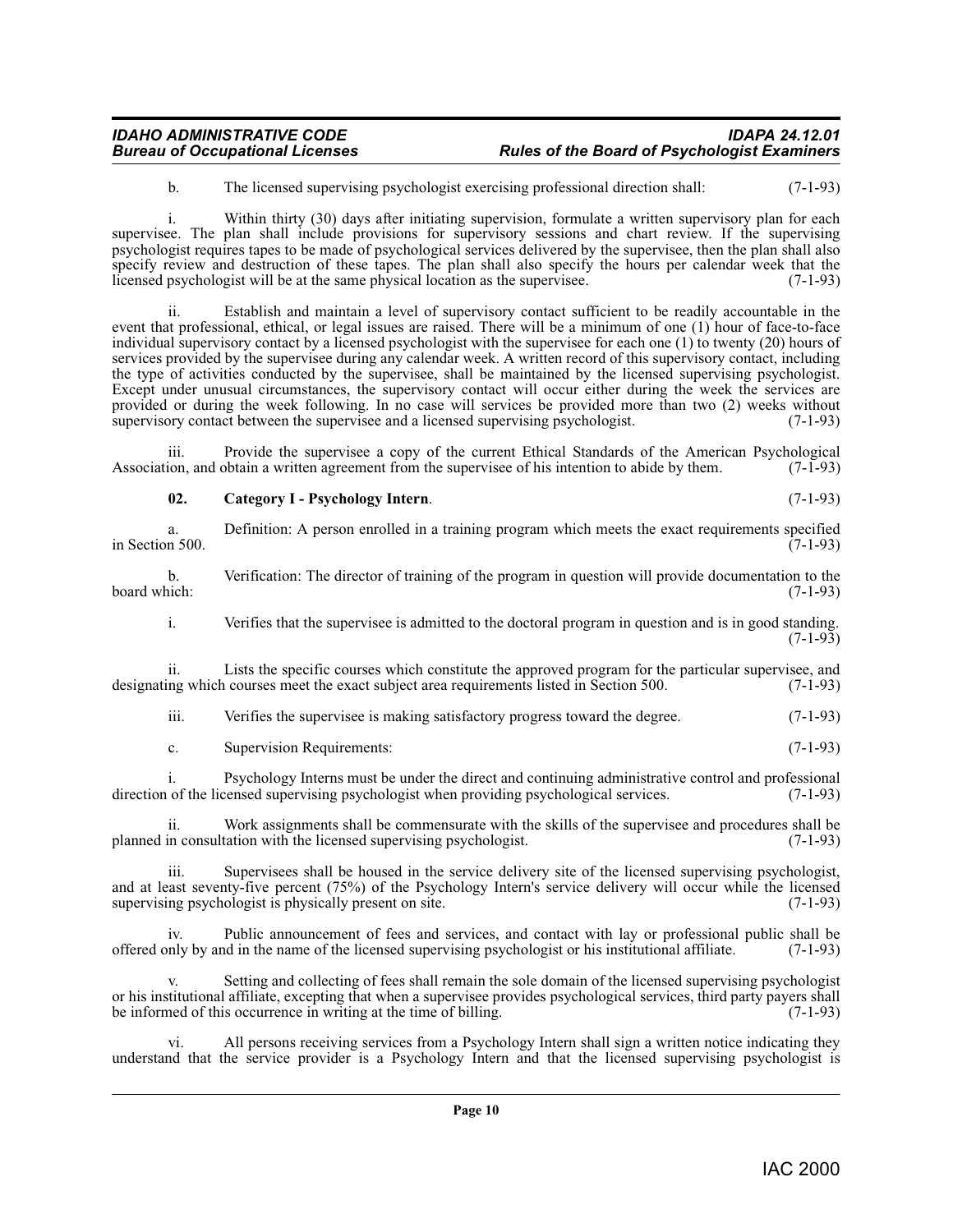b. The licensed supervising psychologist exercising professional direction shall: (7-1-93)

i. Within thirty (30) days after initiating supervision, formulate a written supervisory plan for each supervisee. The plan shall include provisions for supervisory sessions and chart review. If the supervising psychologist requires tapes to be made of psychological services delivered by the supervisee, then the plan shall also specify review and destruction of these tapes. The plan shall also specify the hours per calendar week that the licensed psychologist will be at the same physical location as the supervisee. (7-1-93)

ii. Establish and maintain a level of supervisory contact sufficient to be readily accountable in the event that professional, ethical, or legal issues are raised. There will be a minimum of one (1) hour of face-to-face individual supervisory contact by a licensed psychologist with the supervisee for each one (1) to twenty (20) hours of services provided by the supervisee during any calendar week. A written record of this supervisory contact, including the type of activities conducted by the supervisee, shall be maintained by the licensed supervising psychologist. Except under unusual circumstances, the supervisory contact will occur either during the week the services are provided or during the week following. In no case will services be provided more than two (2) weeks without supervisory contact between the supervisee and a licensed supervising psychologist. (7-1-93)

iii. Provide the supervisee a copy of the current Ethical Standards of the American Psychological Association, and obtain a written agreement from the supervisee of his intention to abide by them. (7-1-93)

**02. Category I - Psychology Intern**. (7-1-93)

a. Definition: A person enrolled in a training program which meets the exact requirements specified in Section 500. (7-1-93)

b. Verification: The director of training of the program in question will provide documentation to the board which: (7-1-93)

i. Verifies that the supervisee is admitted to the doctoral program in question and is in good standing. (7-1-93)

ii. Lists the specific courses which constitute the approved program for the particular supervisee, and designating which courses meet the exact subject area requirements listed in Section 500. (7-1-93)

iii. Verifies the supervisee is making satisfactory progress toward the degree. (7-1-93)

c. Supervision Requirements: (7-1-93)

i. Psychology Interns must be under the direct and continuing administrative control and professional direction of the licensed supervising psychologist when providing psychological services. (7-1-93)

ii. Work assignments shall be commensurate with the skills of the supervisee and procedures shall be planned in consultation with the licensed supervising psychologist. (7-1-93)

iii. Supervisees shall be housed in the service delivery site of the licensed supervising psychologist, and at least seventy-five percent (75%) of the Psychology Intern's service delivery will occur while the licensed supervising psychologist is physically present on site. (7-1-93)

iv. Public announcement of fees and services, and contact with lay or professional public shall be offered only by and in the name of the licensed supervising psychologist or his institutional affiliate. (7-1-93)

v. Setting and collecting of fees shall remain the sole domain of the licensed supervising psychologist or his institutional affiliate, excepting that when a supervisee provides psychological services, third party payers shall be informed of this occurrence in writing at the time of billing. (7-1-93)

vi. All persons receiving services from a Psychology Intern shall sign a written notice indicating they understand that the service provider is a Psychology Intern and that the licensed supervising psychologist is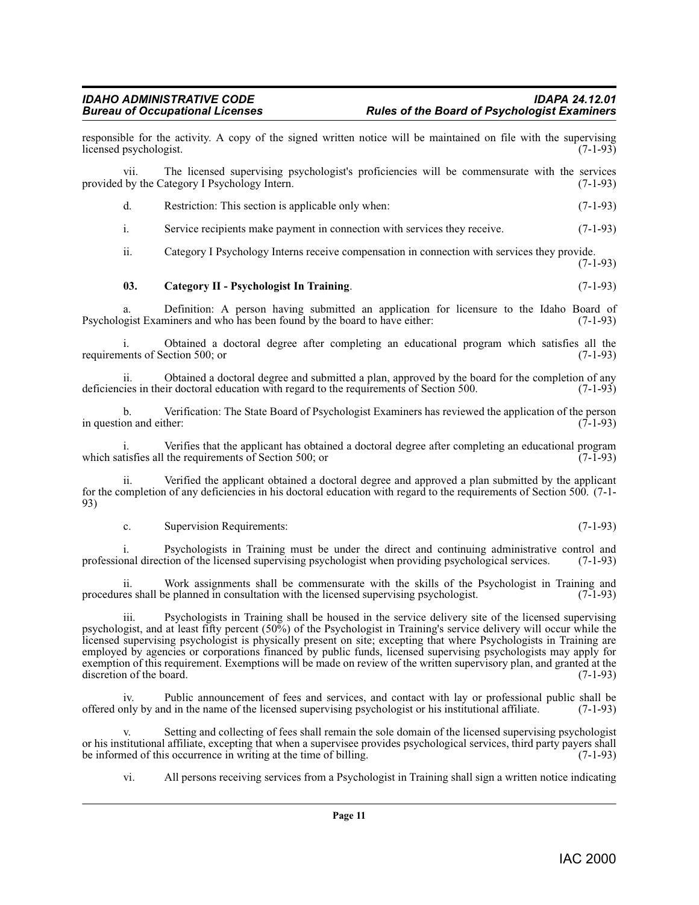responsible for the activity. A copy of the signed written notice will be maintained on file with the supervising licensed psychologist. (7-1-93)

vii. The licensed supervising psychologist's proficiencies will be commensurate with the services provided by the Category I Psychology Intern. (7-1-93)

d. Restriction: This section is applicable only when: (7-1-93)

i. Service recipients make payment in connection with services they receive. (7-1-93)

ii. Category I Psychology Interns receive compensation in connection with services they provide. (7-1-93)

**03. Category II - Psychologist In Training**. (7-1-93)

a. Definition: A person having submitted an application for licensure to the Idaho Board of Psychologist Examiners and who has been found by the board to have either: (7-1-93)

i. Obtained a doctoral degree after completing an educational program which satisfies all the requirements of Section 500; or (7-1-93)

ii. Obtained a doctoral degree and submitted a plan, approved by the board for the completion of any deficiencies in their doctoral education with regard to the requirements of Section 500. (7-1-93)

b. Verification: The State Board of Psychologist Examiners has reviewed the application of the person in question and either: (7-1-93)

i. Verifies that the applicant has obtained a doctoral degree after completing an educational program which satisfies all the requirements of Section 500; or (7-1-93)

ii. Verified the applicant obtained a doctoral degree and approved a plan submitted by the applicant for the completion of any deficiencies in his doctoral education with regard to the requirements of Section 500. (7-1-93)

c. Supervision Requirements: (7-1-93)

i. Psychologists in Training must be under the direct and continuing administrative control and professional direction of the licensed supervising psychologist when providing psychological services. (7-1-93)

ii. Work assignments shall be commensurate with the skills of the Psychologist in Training and procedures shall be planned in consultation with the licensed supervising psychologist. (7-1-93)

iii. Psychologists in Training shall be housed in the service delivery site of the licensed supervising psychologist, and at least fifty percent (50%) of the Psychologist in Training's service delivery will occur while the licensed supervising psychologist is physically present on site; excepting that where Psychologists in Training are employed by agencies or corporations financed by public funds, licensed supervising psychologists may apply for exemption of this requirement. Exemptions will be made on review of the written supervisory plan, and granted at the discretion of the board. (7-1-93)

iv. Public announcement of fees and services, and contact with lay or professional public shall be offered only by and in the name of the licensed supervising psychologist or his institutional affiliate. (7-1-93)

v. Setting and collecting of fees shall remain the sole domain of the licensed supervising psychologist or his institutional affiliate, excepting that when a supervisee provides psychological services, third party payers shall be informed of this occurrence in writing at the time of billing. (7-1-93)

vi. All persons receiving services from a Psychologist in Training shall sign a written notice indicating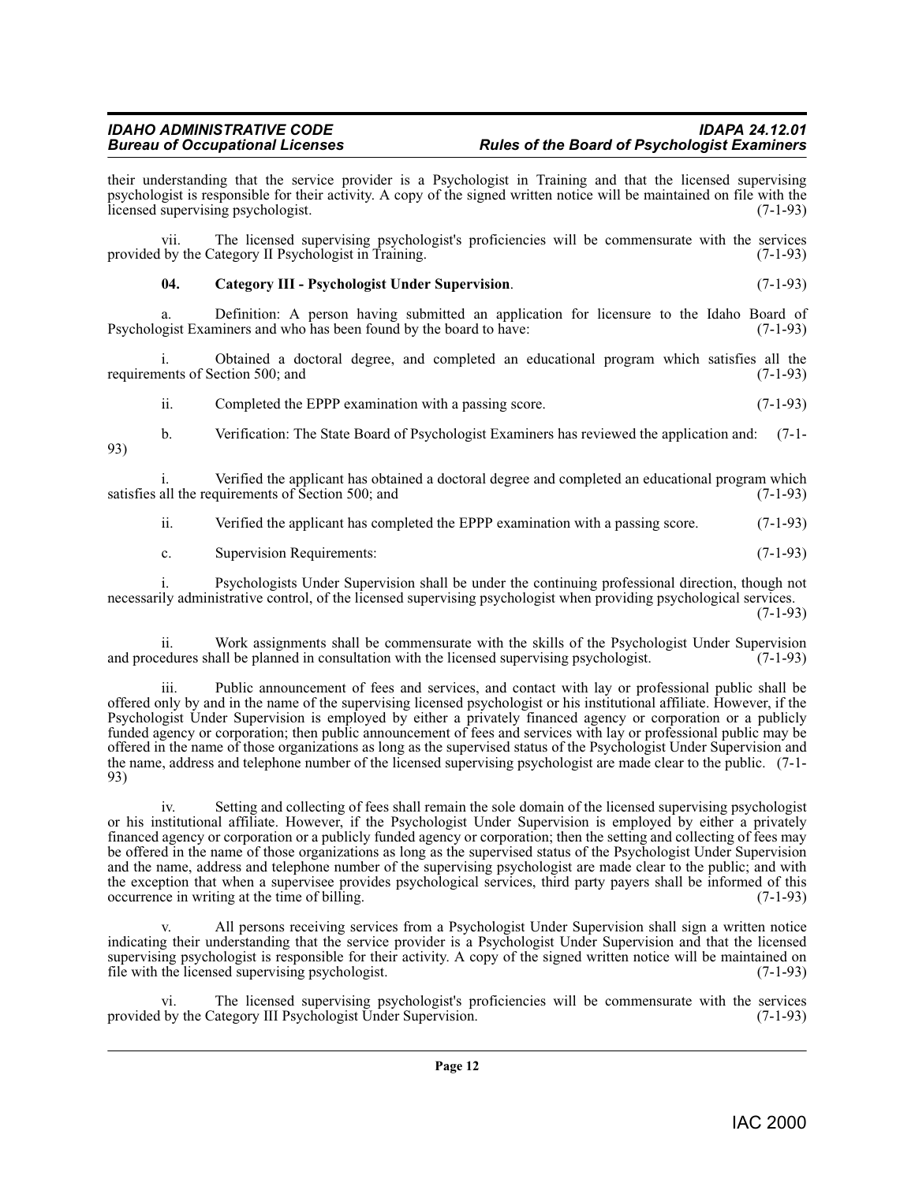their understanding that the service provider is a Psychologist in Training and that the licensed supervising psychologist is responsible for their activity. A copy of the signed written notice will be maintained on file with the licensed supervising psychologist. (7-1-93)

vii. The licensed supervising psychologist's proficiencies will be commensurate with the services provided by the Category II Psychologist in Training. (7-1-93)

**04. Category III - Psychologist Under Supervision**. (7-1-93)

a. Definition: A person having submitted an application for licensure to the Idaho Board of Psychologist Examiners and who has been found by the board to have: (7-1-93)

i. Obtained a doctoral degree, and completed an educational program which satisfies all the requirements of Section 500; and (7-1-93)

ii. Completed the EPPP examination with a passing score. (7-1-93)

b. Verification: The State Board of Psychologist Examiners has reviewed the application and: (7-1-93)

i. Verified the applicant has obtained a doctoral degree and completed an educational program which satisfies all the requirements of Section 500; and (7-1-93)

ii. Verified the applicant has completed the EPPP examination with a passing score. (7-1-93)

c. Supervision Requirements: (7-1-93)

i. Psychologists Under Supervision shall be under the continuing professional direction, though not necessarily administrative control, of the licensed supervising psychologist when providing psychological services. (7-1-93)

ii. Work assignments shall be commensurate with the skills of the Psychologist Under Supervision and procedures shall be planned in consultation with the licensed supervising psychologist. (7-1-93)

iii. Public announcement of fees and services, and contact with lay or professional public shall be offered only by and in the name of the supervising licensed psychologist or his institutional affiliate. However, if the Psychologist Under Supervision is employed by either a privately financed agency or corporation or a publicly funded agency or corporation; then public announcement of fees and services with lay or professional public may be offered in the name of those organizations as long as the supervised status of the Psychologist Under Supervision and the name, address and telephone number of the licensed supervising psychologist are made clear to the public. (7-1-93)

iv. Setting and collecting of fees shall remain the sole domain of the licensed supervising psychologist or his institutional affiliate. However, if the Psychologist Under Supervision is employed by either a privately financed agency or corporation or a publicly funded agency or corporation; then the setting and collecting of fees may be offered in the name of those organizations as long as the supervised status of the Psychologist Under Supervision and the name, address and telephone number of the supervising psychologist are made clear to the public; and with the exception that when a supervisee provides psychological services, third party payers shall be informed of this occurrence in writing at the time of billing. (7-1-93)

v. All persons receiving services from a Psychologist Under Supervision shall sign a written notice indicating their understanding that the service provider is a Psychologist Under Supervision and that the licensed supervising psychologist is responsible for their activity. A copy of the signed written notice will be maintained on file with the licensed supervising psychologist. (7-1-93)

vi. The licensed supervising psychologist's proficiencies will be commensurate with the services provided by the Category III Psychologist Under Supervision. (7-1-93)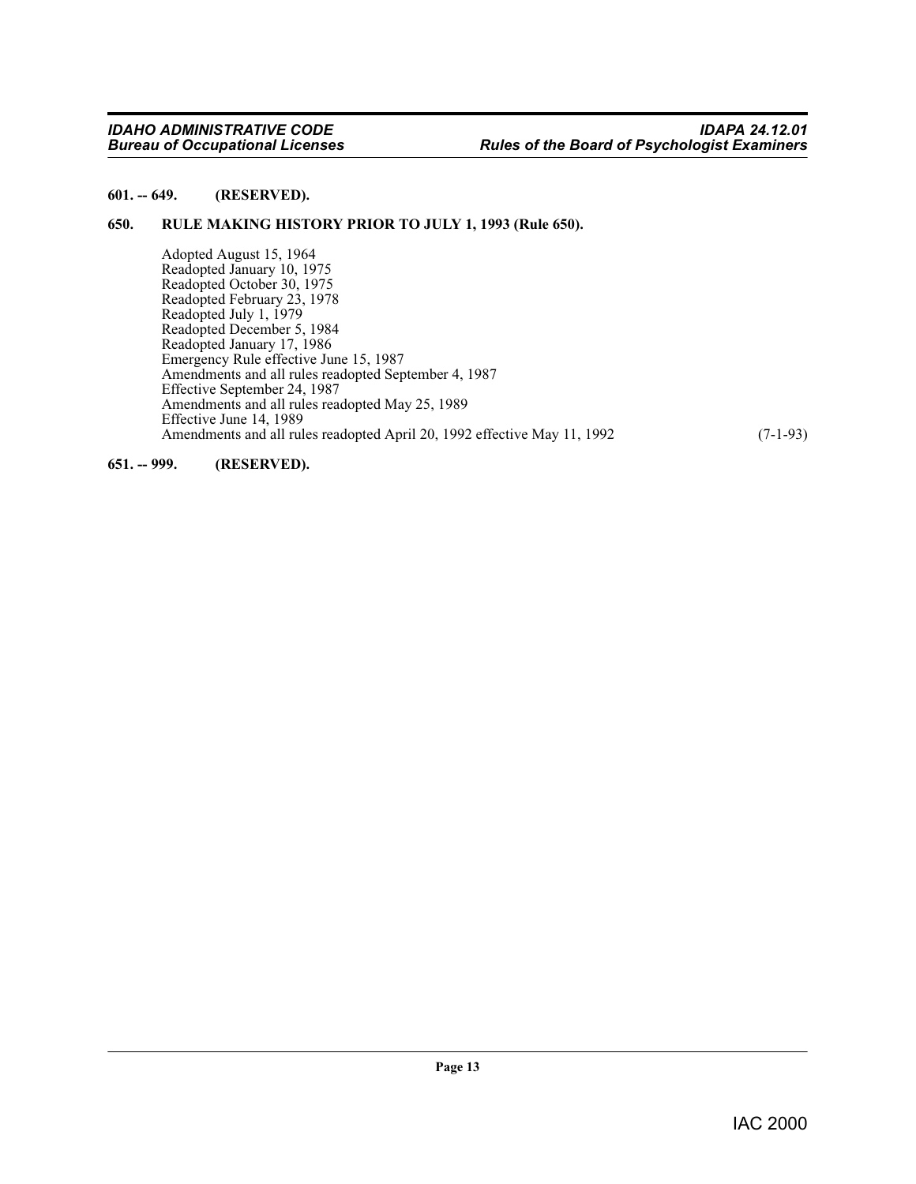**601. -- 649. (RESERVED).**

**650. RULE MAKING HISTORY PRIOR TO JULY 1, 1993 (Rule 650).**

Adopted August 15, 1964
Readopted January 10, 1975
Readopted October 30, 1975
Readopted February 23, 1978
Readopted July 1, 1979
Readopted December 5, 1984
Readopted January 17, 1986
Emergency Rule effective June 15, 1987
Amendments and all rules readopted September 4, 1987
Effective September 24, 1987
Amendments and all rules readopted May 25, 1989
Effective June 14, 1989
Amendments and all rules readopted April 20, 1992 effective May 11, 1992 (7-1-93)

**651. -- 999. (RESERVED).**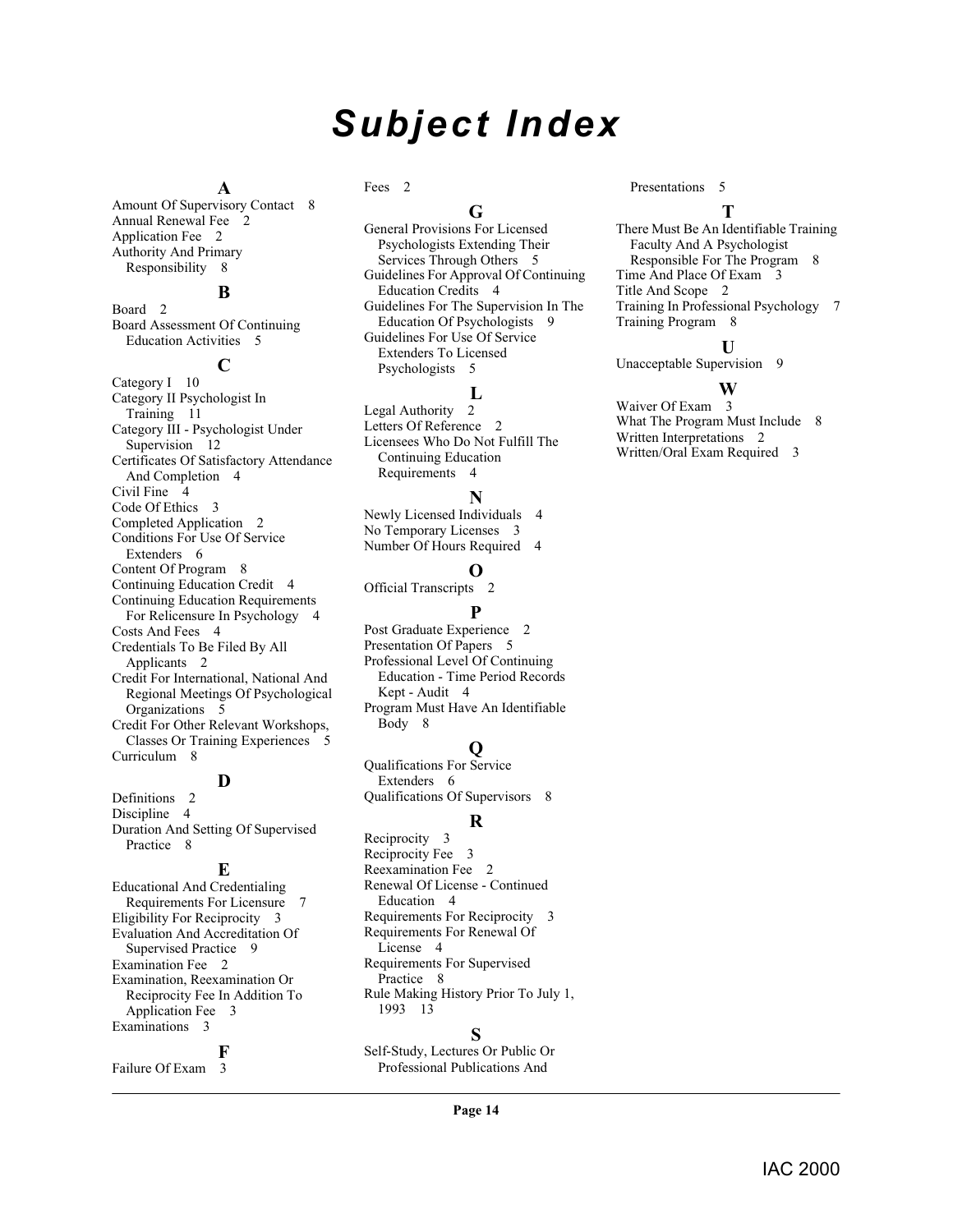# Subject Index

## A

Amount Of Supervisory Contact 8
Annual Renewal Fee 2
Application Fee 2
Authority And Primary Responsibility 8

## B

Board 2
Board Assessment Of Continuing Education Activities 5

## C

Category I 10
Category II Psychologist In Training 11
Category III - Psychologist Under Supervision 12
Certificates Of Satisfactory Attendance And Completion 4
Civil Fine 4
Code Of Ethics 3
Completed Application 2
Conditions For Use Of Service Extenders 6
Content Of Program 8
Continuing Education Credit 4
Continuing Education Requirements For Relicensure In Psychology 4
Costs And Fees 4
Credentials To Be Filed By All Applicants 2
Credit For International, National And Regional Meetings Of Psychological Organizations 5
Credit For Other Relevant Workshops, Classes Or Training Experiences 5
Curriculum 8

## D

Definitions 2
Discipline 4
Duration And Setting Of Supervised Practice 8

## E

Educational And Credentialing Requirements For Licensure 7
Eligibility For Reciprocity 3
Evaluation And Accreditation Of Supervised Practice 9
Examination Fee 2
Examination, Reexamination Or Reciprocity Fee In Addition To Application Fee 3
Examinations 3

## F

Failure Of Exam 3
Fees 2

## G

General Provisions For Licensed Psychologists Extending Their Services Through Others 5
Guidelines For Approval Of Continuing Education Credits 4
Guidelines For The Supervision In The Education Of Psychologists 9
Guidelines For Use Of Service Extenders To Licensed Psychologists 5

## L

Legal Authority 2
Letters Of Reference 2
Licensees Who Do Not Fulfill The Continuing Education Requirements 4

## N

Newly Licensed Individuals 4
No Temporary Licenses 3
Number Of Hours Required 4

## O

Official Transcripts 2

## P

Post Graduate Experience 2
Presentation Of Papers 5
Professional Level Of Continuing Education - Time Period Records Kept - Audit 4
Program Must Have An Identifiable Body 8

## Q

Qualifications For Service Extenders 6
Qualifications Of Supervisors 8

## R

Reciprocity 3
Reciprocity Fee 3
Reexamination Fee 2
Renewal Of License - Continued Education 4
Requirements For Reciprocity 3
Requirements For Renewal Of License 4
Requirements For Supervised Practice 8
Rule Making History Prior To July 1, 1993 13

## S

Self-Study, Lectures Or Public Or Professional Publications And Presentations 5

## T

There Must Be An Identifiable Training Faculty And A Psychologist Responsible For The Program 8
Time And Place Of Exam 3
Title And Scope 2
Training In Professional Psychology 7
Training Program 8

## U

Unacceptable Supervision 9

## W

Waiver Of Exam 3
What The Program Must Include 8
Written Interpretations 2
Written/Oral Exam Required 3